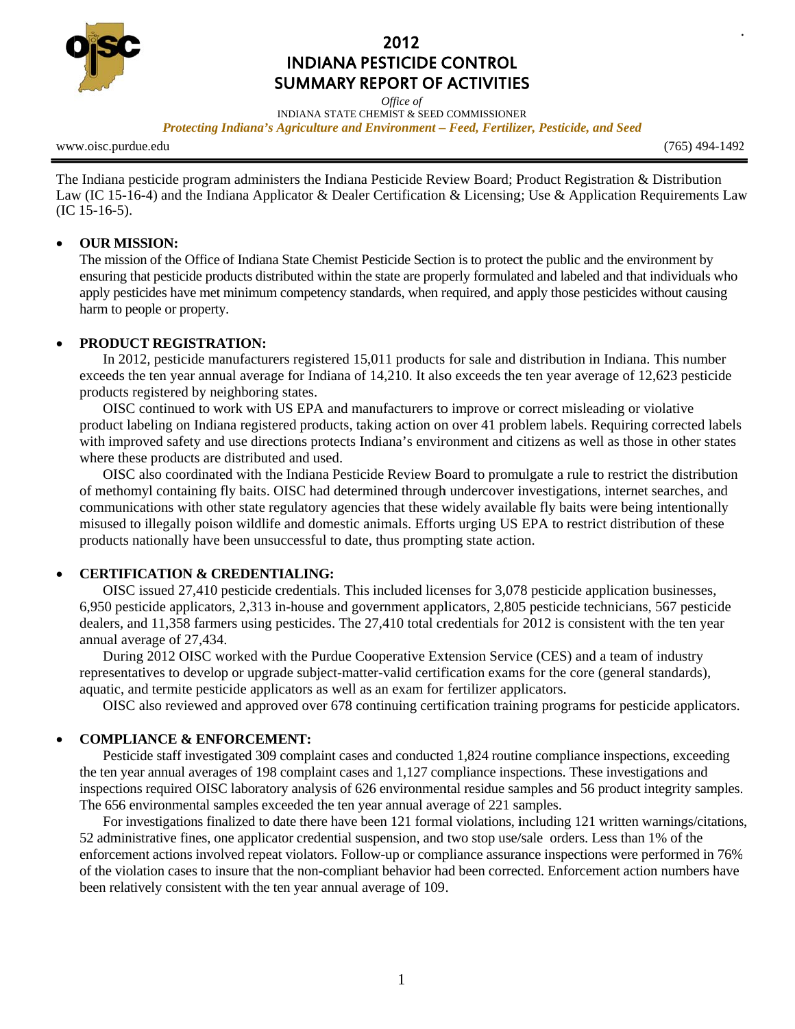# 2012 INDIANA PESTICIDE CONTROL SUMMARY REPORT OF ACTIVITIES

*Office of*
INDIANA STATE CHEMIST & SEED COMMISSIONER
***Protecting Indiana's Agriculture and Environment – Feed, Fertilizer, Pesticide, and Seed***

www.oisc.purdue.edu (765) 494-1492

---

The Indiana pesticide program administers the Indiana Pesticide Review Board; Product Registration & Distribution Law (IC 15-16-4) and the Indiana Applicator & Dealer Certification & Licensing; Use & Application Requirements Law (IC 15-16-5).

- **OUR MISSION:**
  The mission of the Office of Indiana State Chemist Pesticide Section is to protect the public and the environment by ensuring that pesticide products distributed within the state are properly formulated and labeled and that individuals who apply pesticides have met minimum competency standards, when required, and apply those pesticides without causing harm to people or property.

- **PRODUCT REGISTRATION:**
  In 2012, pesticide manufacturers registered 15,011 products for sale and distribution in Indiana. This number exceeds the ten year annual average for Indiana of 14,210. It also exceeds the ten year average of 12,623 pesticide products registered by neighboring states.

  OISC continued to work with US EPA and manufacturers to improve or correct misleading or violative product labeling on Indiana registered products, taking action on over 41 problem labels. Requiring corrected labels with improved safety and use directions protects Indiana's environment and citizens as well as those in other states where these products are distributed and used.

  OISC also coordinated with the Indiana Pesticide Review Board to promulgate a rule to restrict the distribution of methomyl containing fly baits. OISC had determined through undercover investigations, internet searches, and communications with other state regulatory agencies that these widely available fly baits were being intentionally misused to illegally poison wildlife and domestic animals. Efforts urging US EPA to restrict distribution of these products nationally have been unsuccessful to date, thus prompting state action.

- **CERTIFICATION & CREDENTIALING:**
  OISC issued 27,410 pesticide credentials. This included licenses for 3,078 pesticide application businesses, 6,950 pesticide applicators, 2,313 in-house and government applicators, 2,805 pesticide technicians, 567 pesticide dealers, and 11,358 farmers using pesticides. The 27,410 total credentials for 2012 is consistent with the ten year annual average of 27,434.

  During 2012 OISC worked with the Purdue Cooperative Extension Service (CES) and a team of industry representatives to develop or upgrade subject-matter-valid certification exams for the core (general standards), aquatic, and termite pesticide applicators as well as an exam for fertilizer applicators.

  OISC also reviewed and approved over 678 continuing certification training programs for pesticide applicators.

- **COMPLIANCE & ENFORCEMENT:**
  Pesticide staff investigated 309 complaint cases and conducted 1,824 routine compliance inspections, exceeding the ten year annual averages of 198 complaint cases and 1,127 compliance inspections. These investigations and inspections required OISC laboratory analysis of 626 environmental residue samples and 56 product integrity samples. The 656 environmental samples exceeded the ten year annual average of 221 samples.

  For investigations finalized to date there have been 121 formal violations, including 121 written warnings/citations, 52 administrative fines, one applicator credential suspension, and two stop use/sale orders. Less than 1% of the enforcement actions involved repeat violators. Follow-up or compliance assurance inspections were performed in 76% of the violation cases to insure that the non-compliant behavior had been corrected. Enforcement action numbers have been relatively consistent with the ten year annual average of 109.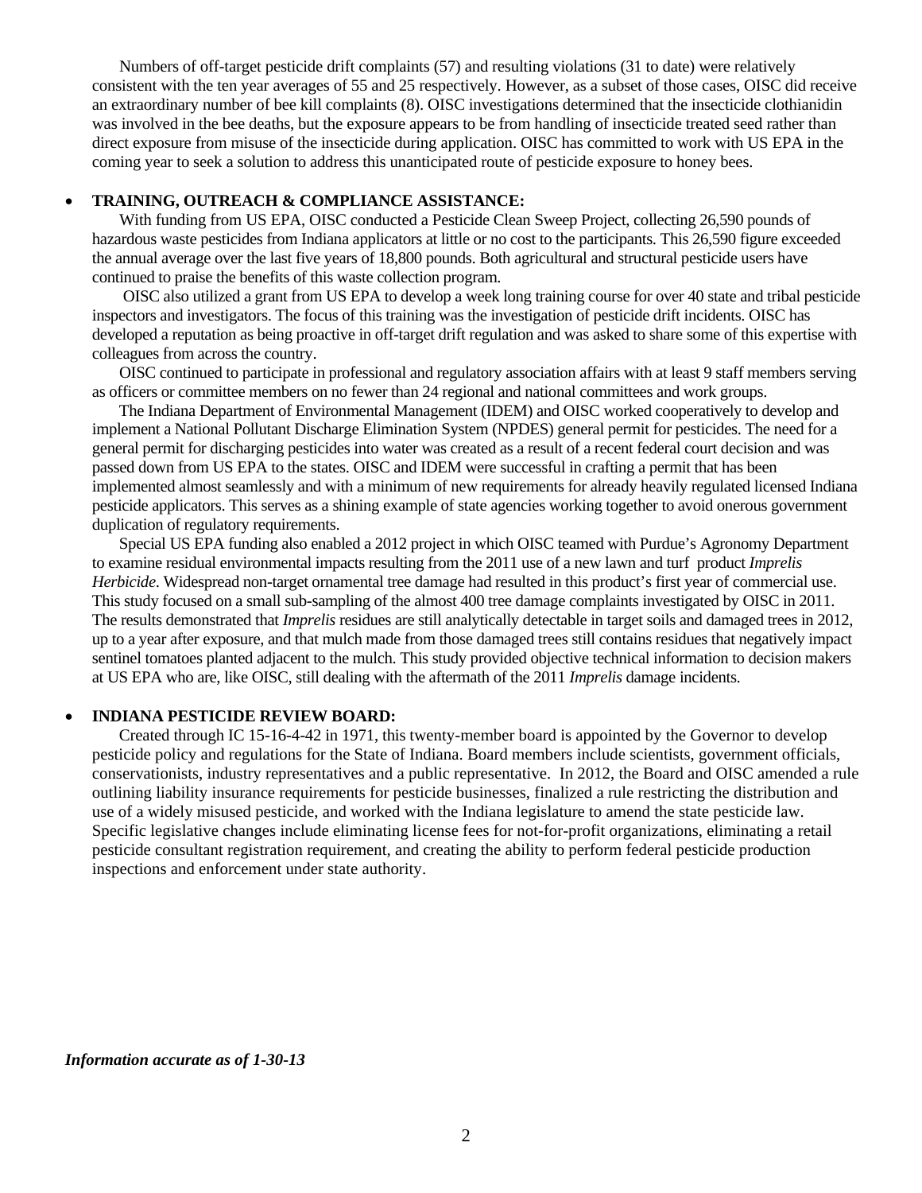Numbers of off-target pesticide drift complaints (57) and resulting violations (31 to date) were relatively consistent with the ten year averages of 55 and 25 respectively. However, as a subset of those cases, OISC did receive an extraordinary number of bee kill complaints (8). OISC investigations determined that the insecticide clothianidin was involved in the bee deaths, but the exposure appears to be from handling of insecticide treated seed rather than direct exposure from misuse of the insecticide during application. OISC has committed to work with US EPA in the coming year to seek a solution to address this unanticipated route of pesticide exposure to honey bees.

- **TRAINING, OUTREACH & COMPLIANCE ASSISTANCE:**

  With funding from US EPA, OISC conducted a Pesticide Clean Sweep Project, collecting 26,590 pounds of hazardous waste pesticides from Indiana applicators at little or no cost to the participants. This 26,590 figure exceeded the annual average over the last five years of 18,800 pounds. Both agricultural and structural pesticide users have continued to praise the benefits of this waste collection program.

  OISC also utilized a grant from US EPA to develop a week long training course for over 40 state and tribal pesticide inspectors and investigators. The focus of this training was the investigation of pesticide drift incidents. OISC has developed a reputation as being proactive in off-target drift regulation and was asked to share some of this expertise with colleagues from across the country.

  OISC continued to participate in professional and regulatory association affairs with at least 9 staff members serving as officers or committee members on no fewer than 24 regional and national committees and work groups.

  The Indiana Department of Environmental Management (IDEM) and OISC worked cooperatively to develop and implement a National Pollutant Discharge Elimination System (NPDES) general permit for pesticides. The need for a general permit for discharging pesticides into water was created as a result of a recent federal court decision and was passed down from US EPA to the states. OISC and IDEM were successful in crafting a permit that has been implemented almost seamlessly and with a minimum of new requirements for already heavily regulated licensed Indiana pesticide applicators. This serves as a shining example of state agencies working together to avoid onerous government duplication of regulatory requirements.

  Special US EPA funding also enabled a 2012 project in which OISC teamed with Purdue's Agronomy Department to examine residual environmental impacts resulting from the 2011 use of a new lawn and turf product *Imprelis Herbicide*. Widespread non-target ornamental tree damage had resulted in this product's first year of commercial use. This study focused on a small sub-sampling of the almost 400 tree damage complaints investigated by OISC in 2011. The results demonstrated that *Imprelis* residues are still analytically detectable in target soils and damaged trees in 2012, up to a year after exposure, and that mulch made from those damaged trees still contains residues that negatively impact sentinel tomatoes planted adjacent to the mulch. This study provided objective technical information to decision makers at US EPA who are, like OISC, still dealing with the aftermath of the 2011 *Imprelis* damage incidents.

- **INDIANA PESTICIDE REVIEW BOARD:**

  Created through IC 15-16-4-42 in 1971, this twenty-member board is appointed by the Governor to develop pesticide policy and regulations for the State of Indiana. Board members include scientists, government officials, conservationists, industry representatives and a public representative. In 2012, the Board and OISC amended a rule outlining liability insurance requirements for pesticide businesses, finalized a rule restricting the distribution and use of a widely misused pesticide, and worked with the Indiana legislature to amend the state pesticide law. Specific legislative changes include eliminating license fees for not-for-profit organizations, eliminating a retail pesticide consultant registration requirement, and creating the ability to perform federal pesticide production inspections and enforcement under state authority.

***Information accurate as of 1-30-13***